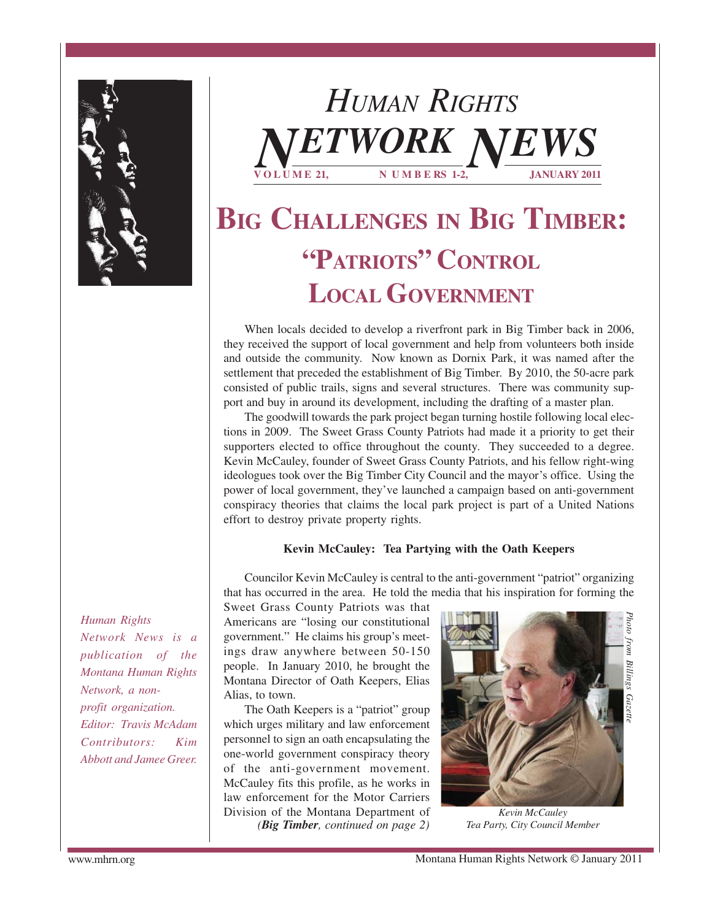# *Human Rights* *Network News*

**Volume 21, Numbers 1-2, January 2011**

# Big Challenges in Big Timber: "Patriots" Control Local Government

When locals decided to develop a riverfront park in Big Timber back in 2006, they received the support of local government and help from volunteers both inside and outside the community. Now known as Dornix Park, it was named after the settlement that preceded the establishment of Big Timber. By 2010, the 50-acre park consisted of public trails, signs and several structures. There was community support and buy in around its development, including the drafting of a master plan.

The goodwill towards the park project began turning hostile following local elections in 2009. The Sweet Grass County Patriots had made it a priority to get their supporters elected to office throughout the county. They succeeded to a degree. Kevin McCauley, founder of Sweet Grass County Patriots, and his fellow right-wing ideologues took over the Big Timber City Council and the mayor's office. Using the power of local government, they've launched a campaign based on anti-government conspiracy theories that claims the local park project is part of a United Nations effort to destroy private property rights.

**Kevin McCauley: Tea Partying with the Oath Keepers**

Councilor Kevin McCauley is central to the anti-government "patriot" organizing that has occurred in the area. He told the media that his inspiration for forming the Sweet Grass County Patriots was that Americans are "losing our constitutional government." He claims his group's meetings draw anywhere between 50-150 people. In January 2010, he brought the Montana Director of Oath Keepers, Elias Alias, to town.

The Oath Keepers is a "patriot" group which urges military and law enforcement personnel to sign an oath encapsulating the one-world government conspiracy theory of the anti-government movement. McCauley fits this profile, as he works in law enforcement for the Motor Carriers Division of the Montana Department of

*(**Big Timber**, continued on page 2)*

*Photo from Billings Gazette*

*Kevin McCauley*
*Tea Party, City Council Member*

*Human Rights Network News is a publication of the Montana Human Rights Network, a non-profit organization.*
*Editor: Travis McAdam*
*Contributors: Kim Abbott and Jamee Greer.*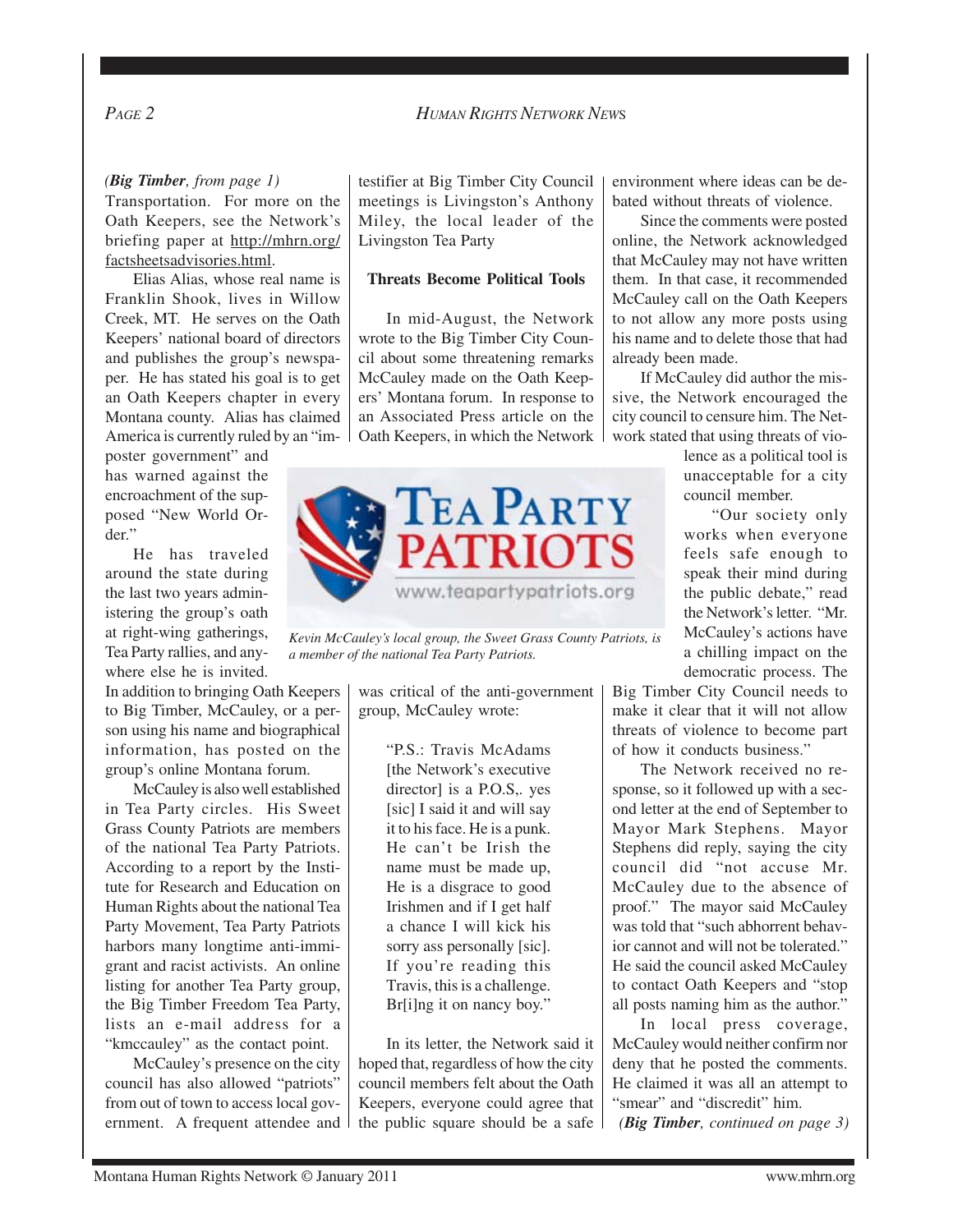*(**Big Timber**, from page 1)*

Transportation. For more on the Oath Keepers, see the Network's briefing paper at http://mhrn.org/factsheetsadvisories.html.

Elias Alias, whose real name is Franklin Shook, lives in Willow Creek, MT. He serves on the Oath Keepers' national board of directors and publishes the group's newspaper. He has stated his goal is to get an Oath Keepers chapter in every Montana county. Alias has claimed America is currently ruled by an "imposter government" and has warned against the encroachment of the supposed "New World Order."

He has traveled around the state during the last two years administering the group's oath at right-wing gatherings, Tea Party rallies, and anywhere else he is invited.

In addition to bringing Oath Keepers to Big Timber, McCauley, or a person using his name and biographical information, has posted on the group's online Montana forum.

McCauley is also well established in Tea Party circles. His Sweet Grass County Patriots are members of the national Tea Party Patriots. According to a report by the Institute for Research and Education on Human Rights about the national Tea Party Movement, Tea Party Patriots harbors many longtime anti-immigrant and racist activists. An online listing for another Tea Party group, the Big Timber Freedom Tea Party, lists an e-mail address for a "kmccauley" as the contact point.

McCauley's presence on the city council has also allowed "patriots" from out of town to access local government. A frequent attendee and testifier at Big Timber City Council meetings is Livingston's Anthony Miley, the local leader of the Livingston Tea Party

**Threats Become Political Tools**

In mid-August, the Network wrote to the Big Timber City Council about some threatening remarks McCauley made on the Oath Keepers' Montana forum. In response to an Associated Press article on the Oath Keepers, in which the Network was critical of the anti-government group, McCauley wrote:

> "P.S.: Travis McAdams [the Network's executive director] is a P.O.S,. yes [sic] I said it and will say it to his face. He is a punk. He can't be Irish the name must be made up, He is a disgrace to good Irishmen and if I get half a chance I will kick his sorry ass personally [sic]. If you're reading this Travis, this is a challenge. Br[i]ng it on nancy boy."

*Kevin McCauley's local group, the Sweet Grass County Patriots, is a member of the national Tea Party Patriots.*

In its letter, the Network said it hoped that, regardless of how the city council members felt about the Oath Keepers, everyone could agree that the public square should be a safe environment where ideas can be debated without threats of violence.

Since the comments were posted online, the Network acknowledged that McCauley may not have written them. In that case, it recommended McCauley call on the Oath Keepers to not allow any more posts using his name and to delete those that had already been made.

If McCauley did author the missive, the Network encouraged the city council to censure him. The Network stated that using threats of violence as a political tool is unacceptable for a city council member.

"Our society only works when everyone feels safe enough to speak their mind during the public debate," read the Network's letter. "Mr. McCauley's actions have a chilling impact on the democratic process. The Big Timber City Council needs to make it clear that it will not allow threats of violence to become part of how it conducts business."

The Network received no response, so it followed up with a second letter at the end of September to Mayor Mark Stephens. Mayor Stephens did reply, saying the city council did "not accuse Mr. McCauley due to the absence of proof." The mayor said McCauley was told that "such abhorrent behavior cannot and will not be tolerated." He said the council asked McCauley to contact Oath Keepers and "stop all posts naming him as the author."

In local press coverage, McCauley would neither confirm nor deny that he posted the comments. He claimed it was all an attempt to "smear" and "discredit" him.

*(**Big Timber**, continued on page 3)*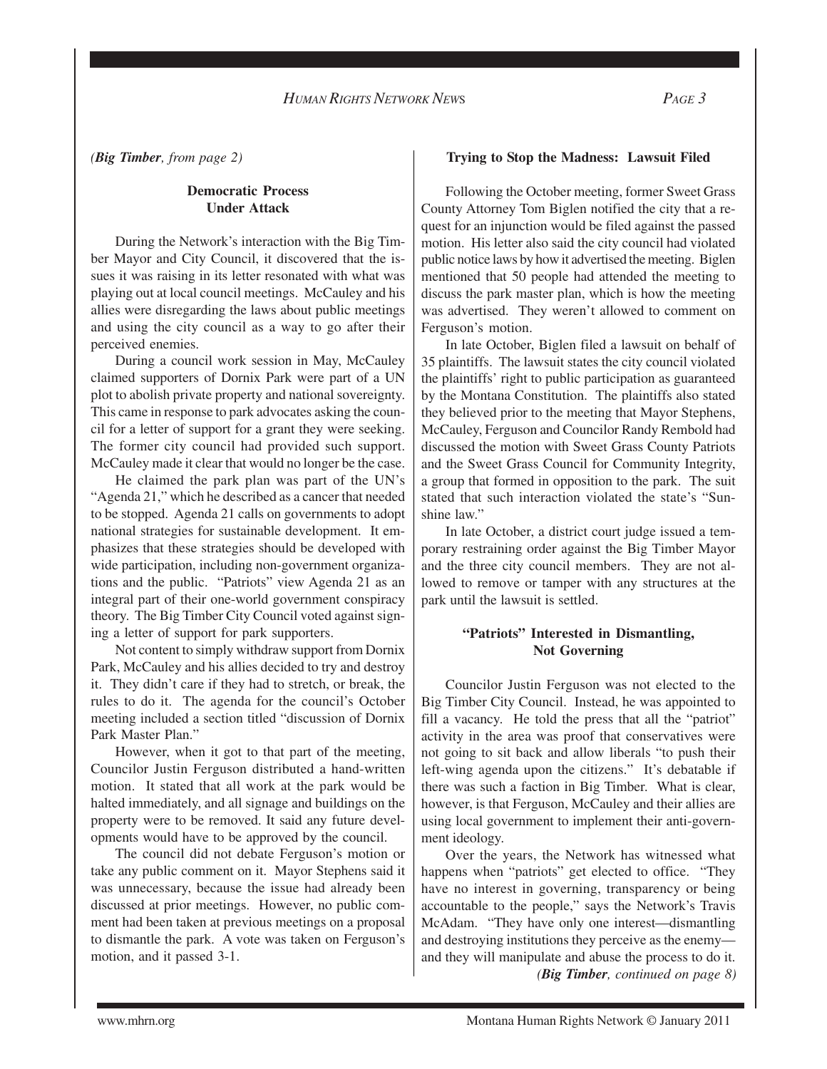*(**Big Timber**, from page 2)*

### Democratic Process Under Attack

During the Network's interaction with the Big Timber Mayor and City Council, it discovered that the issues it was raising in its letter resonated with what was playing out at local council meetings. McCauley and his allies were disregarding the laws about public meetings and using the city council as a way to go after their perceived enemies.

During a council work session in May, McCauley claimed supporters of Dornix Park were part of a UN plot to abolish private property and national sovereignty. This came in response to park advocates asking the council for a letter of support for a grant they were seeking. The former city council had provided such support. McCauley made it clear that would no longer be the case.

He claimed the park plan was part of the UN's "Agenda 21," which he described as a cancer that needed to be stopped. Agenda 21 calls on governments to adopt national strategies for sustainable development. It emphasizes that these strategies should be developed with wide participation, including non-government organizations and the public. "Patriots" view Agenda 21 as an integral part of their one-world government conspiracy theory. The Big Timber City Council voted against signing a letter of support for park supporters.

Not content to simply withdraw support from Dornix Park, McCauley and his allies decided to try and destroy it. They didn't care if they had to stretch, or break, the rules to do it. The agenda for the council's October meeting included a section titled "discussion of Dornix Park Master Plan."

However, when it got to that part of the meeting, Councilor Justin Ferguson distributed a hand-written motion. It stated that all work at the park would be halted immediately, and all signage and buildings on the property were to be removed. It said any future developments would have to be approved by the council.

The council did not debate Ferguson's motion or take any public comment on it. Mayor Stephens said it was unnecessary, because the issue had already been discussed at prior meetings. However, no public comment had been taken at previous meetings on a proposal to dismantle the park. A vote was taken on Ferguson's motion, and it passed 3-1.

### Trying to Stop the Madness: Lawsuit Filed

Following the October meeting, former Sweet Grass County Attorney Tom Biglen notified the city that a request for an injunction would be filed against the passed motion. His letter also said the city council had violated public notice laws by how it advertised the meeting. Biglen mentioned that 50 people had attended the meeting to discuss the park master plan, which is how the meeting was advertised. They weren't allowed to comment on Ferguson's motion.

In late October, Biglen filed a lawsuit on behalf of 35 plaintiffs. The lawsuit states the city council violated the plaintiffs' right to public participation as guaranteed by the Montana Constitution. The plaintiffs also stated they believed prior to the meeting that Mayor Stephens, McCauley, Ferguson and Councilor Randy Rembold had discussed the motion with Sweet Grass County Patriots and the Sweet Grass Council for Community Integrity, a group that formed in opposition to the park. The suit stated that such interaction violated the state's "Sunshine law."

In late October, a district court judge issued a temporary restraining order against the Big Timber Mayor and the three city council members. They are not allowed to remove or tamper with any structures at the park until the lawsuit is settled.

### "Patriots" Interested in Dismantling, Not Governing

Councilor Justin Ferguson was not elected to the Big Timber City Council. Instead, he was appointed to fill a vacancy. He told the press that all the "patriot" activity in the area was proof that conservatives were not going to sit back and allow liberals "to push their left-wing agenda upon the citizens." It's debatable if there was such a faction in Big Timber. What is clear, however, is that Ferguson, McCauley and their allies are using local government to implement their anti-government ideology.

Over the years, the Network has witnessed what happens when "patriots" get elected to office. "They have no interest in governing, transparency or being accountable to the people," says the Network's Travis McAdam. "They have only one interest—dismantling and destroying institutions they perceive as the enemy—and they will manipulate and abuse the process to do it.

*(**Big Timber**, continued on page 8)*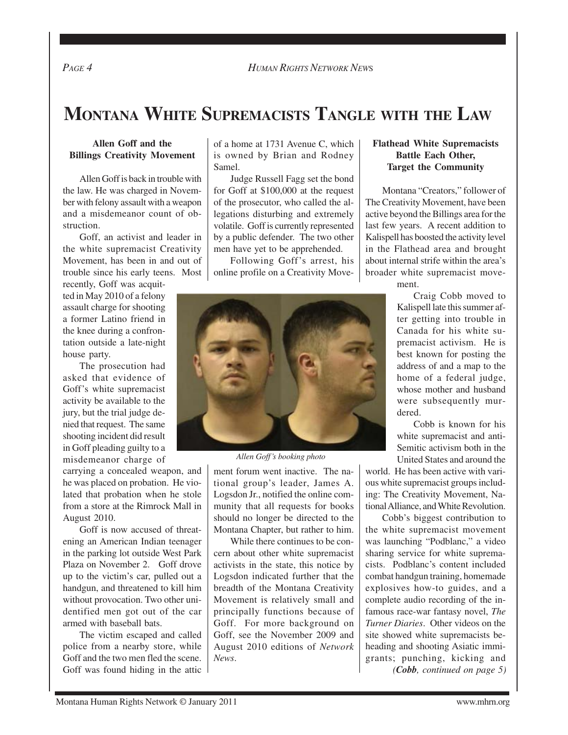# Montana White Supremacists Tangle with the Law

### Allen Goff and the Billings Creativity Movement

Allen Goff is back in trouble with the law. He was charged in November with felony assault with a weapon and a misdemeanor count of obstruction.

Goff, an activist and leader in the white supremacist Creativity Movement, has been in and out of trouble since his early teens. Most recently, Goff was acquitted in May 2010 of a felony assault charge for shooting a former Latino friend in the knee during a confrontation outside a late-night house party.

The prosecution had asked that evidence of Goff's white supremacist activity be available to the jury, but the trial judge denied that request. The same shooting incident did result in Goff pleading guilty to a misdemeanor charge of carrying a concealed weapon, and he was placed on probation. He violated that probation when he stole from a store at the Rimrock Mall in August 2010.

Goff is now accused of threatening an American Indian teenager in the parking lot outside West Park Plaza on November 2. Goff drove up to the victim's car, pulled out a handgun, and threatened to kill him without provocation. Two other unidentified men got out of the car armed with baseball bats.

The victim escaped and called police from a nearby store, while Goff and the two men fled the scene. Goff was found hiding in the attic of a home at 1731 Avenue C, which is owned by Brian and Rodney Samel.

Judge Russell Fagg set the bond for Goff at $100,000 at the request of the prosecutor, who called the allegations disturbing and extremely volatile. Goff is currently represented by a public defender. The two other men have yet to be apprehended.

Following Goff's arrest, his online profile on a Creativity Movement forum went inactive. The national group's leader, James A. Logsdon Jr., notified the online community that all requests for books should no longer be directed to the Montana Chapter, but rather to him.

*Allen Goff's booking photo*

While there continues to be concern about other white supremacist activists in the state, this notice by Logsdon indicated further that the breadth of the Montana Creativity Movement is relatively small and principally functions because of Goff. For more background on Goff, see the November 2009 and August 2010 editions of *Network News*.

### Flathead White Supremacists Battle Each Other, Target the Community

Montana "Creators," follower of The Creativity Movement, have been active beyond the Billings area for the last few years. A recent addition to Kalispell has boosted the activity level in the Flathead area and brought about internal strife within the area's broader white supremacist movement.

Craig Cobb moved to Kalispell late this summer after getting into trouble in Canada for his white supremacist activism. He is best known for posting the address of and a map to the home of a federal judge, whose mother and husband were subsequently murdered.

Cobb is known for his white supremacist and anti-Semitic activism both in the United States and around the world. He has been active with various white supremacist groups including: The Creativity Movement, National Alliance, and White Revolution.

Cobb's biggest contribution to the white supremacist movement was launching "Podblanc," a video sharing service for white supremacists. Podblanc's content included combat handgun training, homemade explosives how-to guides, and a complete audio recording of the infamous race-war fantasy novel, *The Turner Diaries*. Other videos on the site showed white supremacists beheading and shooting Asiatic immigrants; punching, kicking and

***(Cobb**, continued on page 5)*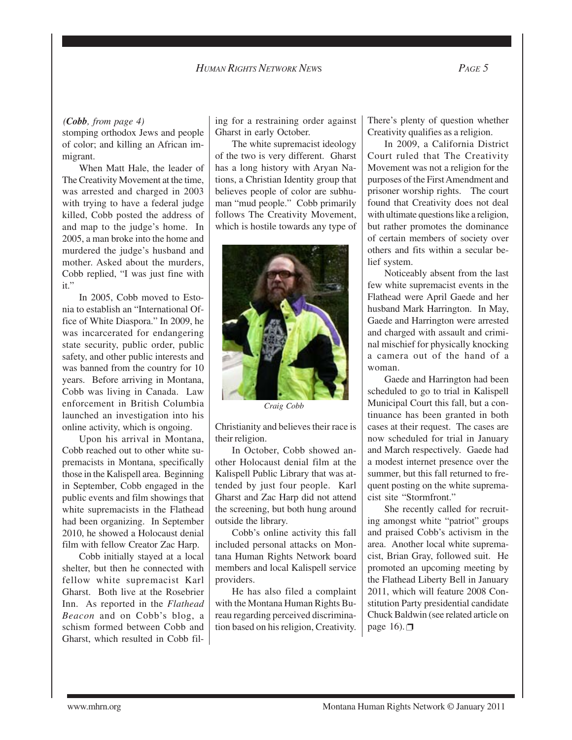*(**Cobb**, from page 4)*

stomping orthodox Jews and people of color; and killing an African immigrant.

When Matt Hale, the leader of The Creativity Movement at the time, was arrested and charged in 2003 with trying to have a federal judge killed, Cobb posted the address of and map to the judge's home. In 2005, a man broke into the home and murdered the judge's husband and mother. Asked about the murders, Cobb replied, "I was just fine with it."

In 2005, Cobb moved to Estonia to establish an "International Office of White Diaspora." In 2009, he was incarcerated for endangering state security, public order, public safety, and other public interests and was banned from the country for 10 years. Before arriving in Montana, Cobb was living in Canada. Law enforcement in British Columbia launched an investigation into his online activity, which is ongoing.

Upon his arrival in Montana, Cobb reached out to other white supremacists in Montana, specifically those in the Kalispell area. Beginning in September, Cobb engaged in the public events and film showings that white supremacists in the Flathead had been organizing. In September 2010, he showed a Holocaust denial film with fellow Creator Zac Harp.

Cobb initially stayed at a local shelter, but then he connected with fellow white supremacist Karl Gharst. Both live at the Rosebrier Inn. As reported in the *Flathead Beacon* and on Cobb's blog, a schism formed between Cobb and Gharst, which resulted in Cobb filing for a restraining order against Gharst in early October.

The white supremacist ideology of the two is very different. Gharst has a long history with Aryan Nations, a Christian Identity group that believes people of color are subhuman "mud people." Cobb primarily follows The Creativity Movement, which is hostile towards any type of Christianity and believes their race is their religion.

*Craig Cobb*

In October, Cobb showed another Holocaust denial film at the Kalispell Public Library that was attended by just four people. Karl Gharst and Zac Harp did not attend the screening, but both hung around outside the library.

Cobb's online activity this fall included personal attacks on Montana Human Rights Network board members and local Kalispell service providers.

He has also filed a complaint with the Montana Human Rights Bureau regarding perceived discrimination based on his religion, Creativity. There's plenty of question whether Creativity qualifies as a religion.

In 2009, a California District Court ruled that The Creativity Movement was not a religion for the purposes of the First Amendment and prisoner worship rights. The court found that Creativity does not deal with ultimate questions like a religion, but rather promotes the dominance of certain members of society over others and fits within a secular belief system.

Noticeably absent from the last few white supremacist events in the Flathead were April Gaede and her husband Mark Harrington. In May, Gaede and Harrington were arrested and charged with assault and criminal mischief for physically knocking a camera out of the hand of a woman.

Gaede and Harrington had been scheduled to go to trial in Kalispell Municipal Court this fall, but a continuance has been granted in both cases at their request. The cases are now scheduled for trial in January and March respectively. Gaede had a modest internet presence over the summer, but this fall returned to frequent posting on the white supremacist site "Stormfront."

She recently called for recruiting amongst white "patriot" groups and praised Cobb's activism in the area. Another local white supremacist, Brian Gray, followed suit. He promoted an upcoming meeting by the Flathead Liberty Bell in January 2011, which will feature 2008 Constitution Party presidential candidate Chuck Baldwin (see related article on page 16). ❒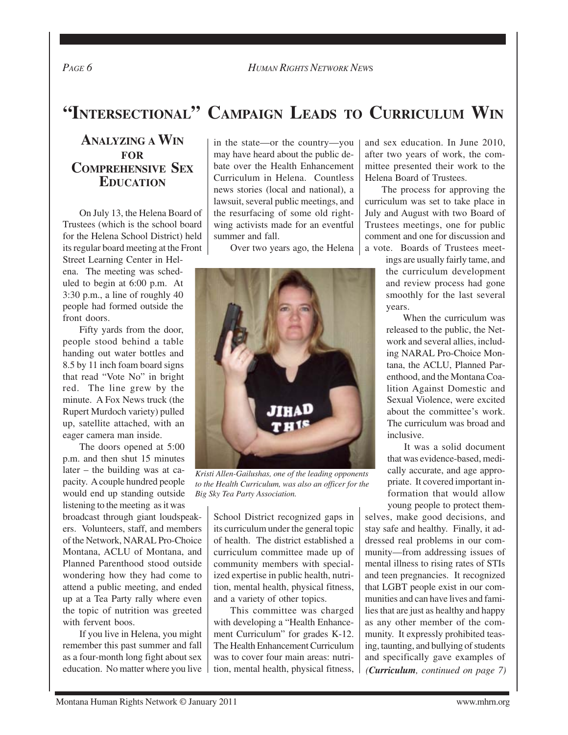# "Intersectional" Campaign Leads to Curriculum Win

## Analyzing a Win for Comprehensive Sex Education

On July 13, the Helena Board of Trustees (which is the school board for the Helena School District) held its regular board meeting at the Front Street Learning Center in Helena. The meeting was scheduled to begin at 6:00 p.m. At 3:30 p.m., a line of roughly 40 people had formed outside the front doors.

Fifty yards from the door, people stood behind a table handing out water bottles and 8.5 by 11 inch foam board signs that read "Vote No" in bright red. The line grew by the minute. A Fox News truck (the Rupert Murdoch variety) pulled up, satellite attached, with an eager camera man inside.

The doors opened at 5:00 p.m. and then shut 15 minutes later – the building was at capacity. A couple hundred people would end up standing outside listening to the meeting as it was broadcast through giant loudspeakers. Volunteers, staff, and members of the Network, NARAL Pro-Choice Montana, ACLU of Montana, and Planned Parenthood stood outside wondering how they had come to attend a public meeting, and ended up at a Tea Party rally where even the topic of nutrition was greeted with fervent boos.

If you live in Helena, you might remember this past summer and fall as a four-month long fight about sex education. No matter where you live in the state—or the country—you may have heard about the public debate over the Health Enhancement Curriculum in Helena. Countless news stories (local and national), a lawsuit, several public meetings, and the resurfacing of some old right-wing activists made for an eventful summer and fall.

Over two years ago, the Helena School District recognized gaps in its curriculum under the general topic of health. The district established a curriculum committee made up of community members with specialized expertise in public health, nutrition, mental health, physical fitness, and a variety of other topics.

*Kristi Allen-Gailushas, one of the leading opponents to the Health Curriculum, was also an officer for the Big Sky Tea Party Association.*

This committee was charged with developing a "Health Enhancement Curriculum" for grades K-12. The Health Enhancement Curriculum was to cover four main areas: nutrition, mental health, physical fitness, and sex education. In June 2010, after two years of work, the committee presented their work to the Helena Board of Trustees.

The process for approving the curriculum was set to take place in July and August with two Board of Trustees meetings, one for public comment and one for discussion and a vote. Boards of Trustees meetings are usually fairly tame, and the curriculum development and review process had gone smoothly for the last several years.

When the curriculum was released to the public, the Network and several allies, including NARAL Pro-Choice Montana, the ACLU, Planned Parenthood, and the Montana Coalition Against Domestic and Sexual Violence, were excited about the committee's work. The curriculum was broad and inclusive.

It was a solid document that was evidence-based, medically accurate, and age appropriate. It covered important information that would allow young people to protect themselves, make good decisions, and stay safe and healthy. Finally, it addressed real problems in our community—from addressing issues of mental illness to rising rates of STIs and teen pregnancies. It recognized that LGBT people exist in our communities and can have lives and families that are just as healthy and happy as any other member of the community. It expressly prohibited teasing, taunting, and bullying of students and specifically gave examples of *(**Curriculum**, continued on page 7)*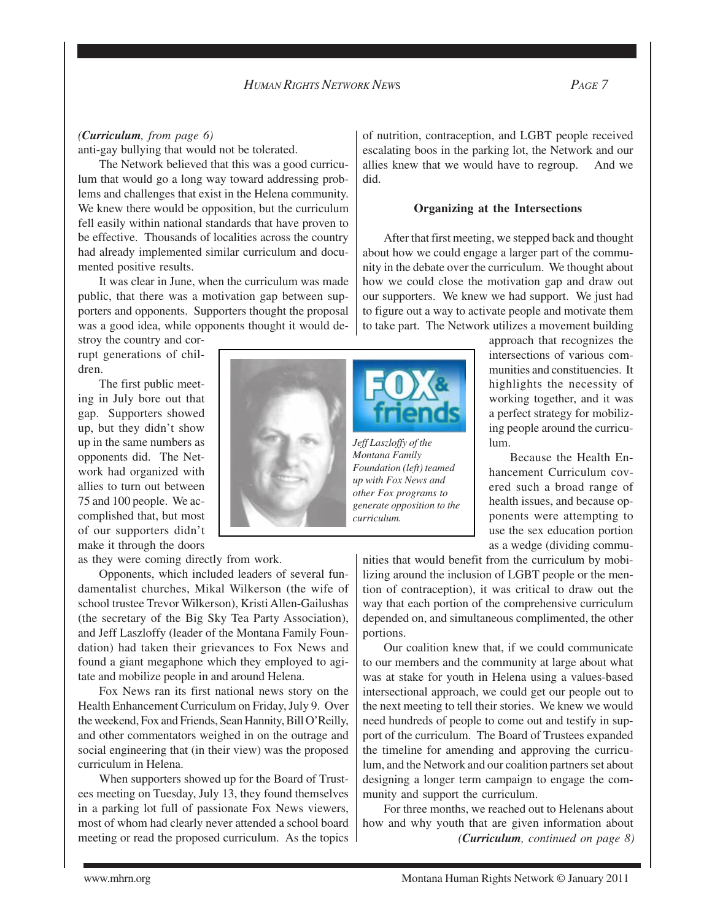*(**Curriculum**, from page 6)*

anti-gay bullying that would not be tolerated.

The Network believed that this was a good curriculum that would go a long way toward addressing problems and challenges that exist in the Helena community. We knew there would be opposition, but the curriculum fell easily within national standards that have proven to be effective. Thousands of localities across the country had already implemented similar curriculum and documented positive results.

It was clear in June, when the curriculum was made public, that there was a motivation gap between supporters and opponents. Supporters thought the proposal was a good idea, while opponents thought it would destroy the country and corrupt generations of children.

The first public meeting in July bore out that gap. Supporters showed up, but they didn't show up in the same numbers as opponents did. The Network had organized with allies to turn out between 75 and 100 people. We accomplished that, but most of our supporters didn't make it through the doors as they were coming directly from work.

Opponents, which included leaders of several fundamentalist churches, Mikal Wilkerson (the wife of school trustee Trevor Wilkerson), Kristi Allen-Gailushas (the secretary of the Big Sky Tea Party Association), and Jeff Laszloffy (leader of the Montana Family Foundation) had taken their grievances to Fox News and found a giant megaphone which they employed to agitate and mobilize people in and around Helena.

Fox News ran its first national news story on the Health Enhancement Curriculum on Friday, July 9. Over the weekend, Fox and Friends, Sean Hannity, Bill O'Reilly, and other commentators weighed in on the outrage and social engineering that (in their view) was the proposed curriculum in Helena.

When supporters showed up for the Board of Trustees meeting on Tuesday, July 13, they found themselves in a parking lot full of passionate Fox News viewers, most of whom had clearly never attended a school board meeting or read the proposed curriculum. As the topics of nutrition, contraception, and LGBT people received escalating boos in the parking lot, the Network and our allies knew that we would have to regroup. And we did.

*Jeff Laszloffy of the Montana Family Foundation (left) teamed up with Fox News and other Fox programs to generate opposition to the curriculum.*

### Organizing at the Intersections

After that first meeting, we stepped back and thought about how we could engage a larger part of the community in the debate over the curriculum. We thought about how we could close the motivation gap and draw out our supporters. We knew we had support. We just had to figure out a way to activate people and motivate them to take part. The Network utilizes a movement building approach that recognizes the intersections of various communities and constituencies. It highlights the necessity of working together, and it was a perfect strategy for mobilizing people around the curriculum.

Because the Health Enhancement Curriculum covered such a broad range of health issues, and because opponents were attempting to use the sex education portion as a wedge (dividing communities that would benefit from the curriculum by mobilizing around the inclusion of LGBT people or the mention of contraception), it was critical to draw out the way that each portion of the comprehensive curriculum depended on, and simultaneous complimented, the other portions.

Our coalition knew that, if we could communicate to our members and the community at large about what was at stake for youth in Helena using a values-based intersectional approach, we could get our people out to the next meeting to tell their stories. We knew we would need hundreds of people to come out and testify in support of the curriculum. The Board of Trustees expanded the timeline for amending and approving the curriculum, and the Network and our coalition partners set about designing a longer term campaign to engage the community and support the curriculum.

For three months, we reached out to Helenans about how and why youth that are given information about

*(**Curriculum**, continued on page 8)*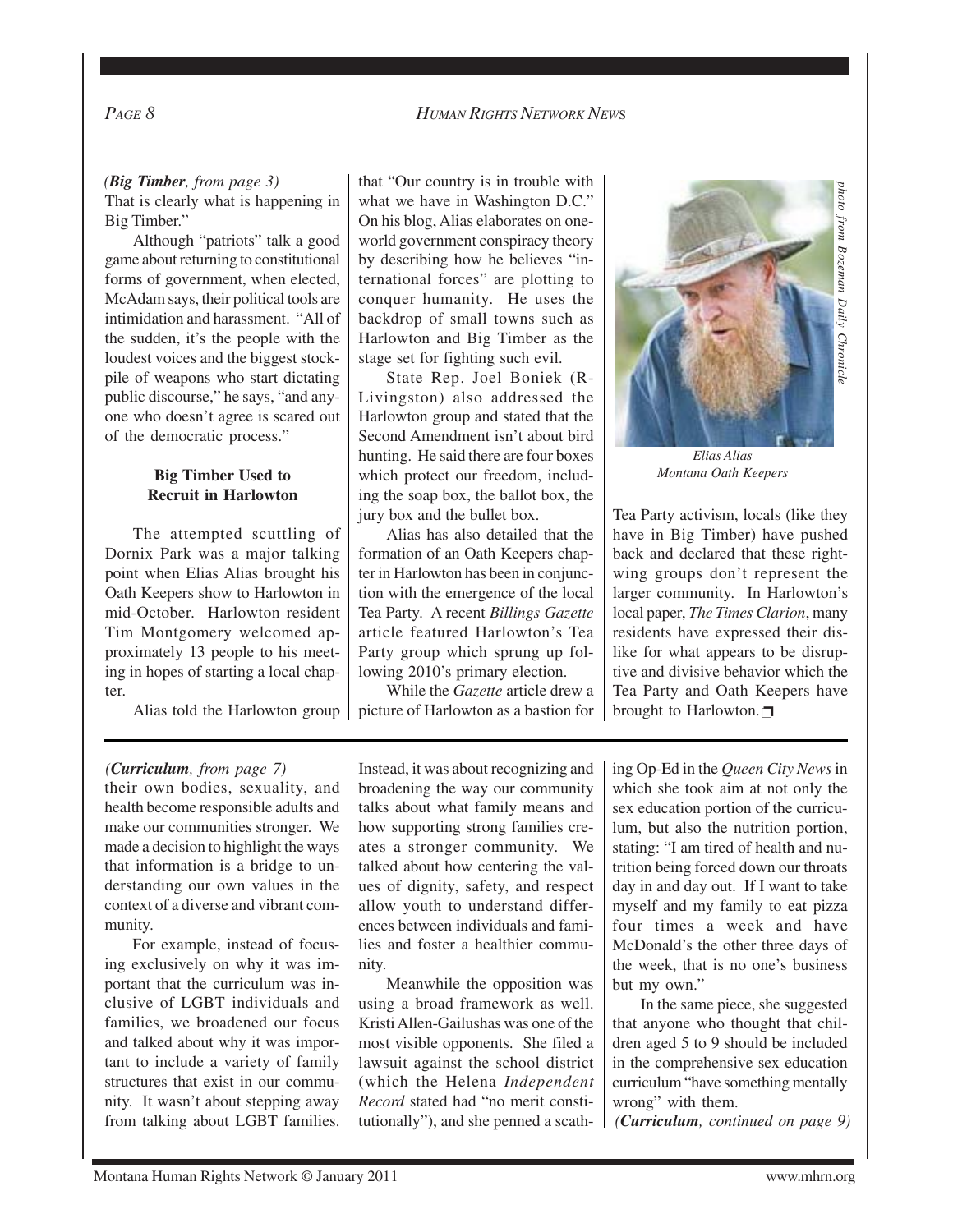*(**Big Timber**, from page 3)*

That is clearly what is happening in Big Timber."

Although "patriots" talk a good game about returning to constitutional forms of government, when elected, McAdam says, their political tools are intimidation and harassment. "All of the sudden, it's the people with the loudest voices and the biggest stockpile of weapons who start dictating public discourse," he says, "and anyone who doesn't agree is scared out of the democratic process."

### Big Timber Used to Recruit in Harlowton

The attempted scuttling of Dornix Park was a major talking point when Elias Alias brought his Oath Keepers show to Harlowton in mid-October. Harlowton resident Tim Montgomery welcomed approximately 13 people to his meeting in hopes of starting a local chapter.

Alias told the Harlowton group that "Our country is in trouble with what we have in Washington D.C." On his blog, Alias elaborates on one-world government conspiracy theory by describing how he believes "international forces" are plotting to conquer humanity. He uses the backdrop of small towns such as Harlowton and Big Timber as the stage set for fighting such evil.

State Rep. Joel Boniek (R-Livingston) also addressed the Harlowton group and stated that the Second Amendment isn't about bird hunting. He said there are four boxes which protect our freedom, including the soap box, the ballot box, the jury box and the bullet box.

Alias has also detailed that the formation of an Oath Keepers chapter in Harlowton has been in conjunction with the emergence of the local Tea Party. A recent *Billings Gazette* article featured Harlowton's Tea Party group which sprung up following 2010's primary election.

While the *Gazette* article drew a picture of Harlowton as a bastion for Tea Party activism, locals (like they have in Big Timber) have pushed back and declared that these right-wing groups don't represent the larger community. In Harlowton's local paper, *The Times Clarion*, many residents have expressed their dislike for what appears to be disruptive and divisive behavior which the Tea Party and Oath Keepers have brought to Harlowton. ❐

*photo from Bozeman Daily Chronicle*

*Elias Alias*
*Montana Oath Keepers*

---

*(**Curriculum**, from page 7)*

their own bodies, sexuality, and health become responsible adults and make our communities stronger. We made a decision to highlight the ways that information is a bridge to understanding our own values in the context of a diverse and vibrant community.

For example, instead of focusing exclusively on why it was important that the curriculum was inclusive of LGBT individuals and families, we broadened our focus and talked about why it was important to include a variety of family structures that exist in our community. It wasn't about stepping away from talking about LGBT families. Instead, it was about recognizing and broadening the way our community talks about what family means and how supporting strong families creates a stronger community. We talked about how centering the values of dignity, safety, and respect allow youth to understand differences between individuals and families and foster a healthier community.

Meanwhile the opposition was using a broad framework as well. Kristi Allen-Gailushas was one of the most visible opponents. She filed a lawsuit against the school district (which the Helena *Independent Record* stated had "no merit constitutionally"), and she penned a scathing Op-Ed in the *Queen City News* in which she took aim at not only the sex education portion of the curriculum, but also the nutrition portion, stating: "I am tired of health and nutrition being forced down our throats day in and day out. If I want to take myself and my family to eat pizza four times a week and have McDonald's the other three days of the week, that is no one's business but my own."

In the same piece, she suggested that anyone who thought that children aged 5 to 9 should be included in the comprehensive sex education curriculum "have something mentally wrong" with them.

*(**Curriculum**, continued on page 9)*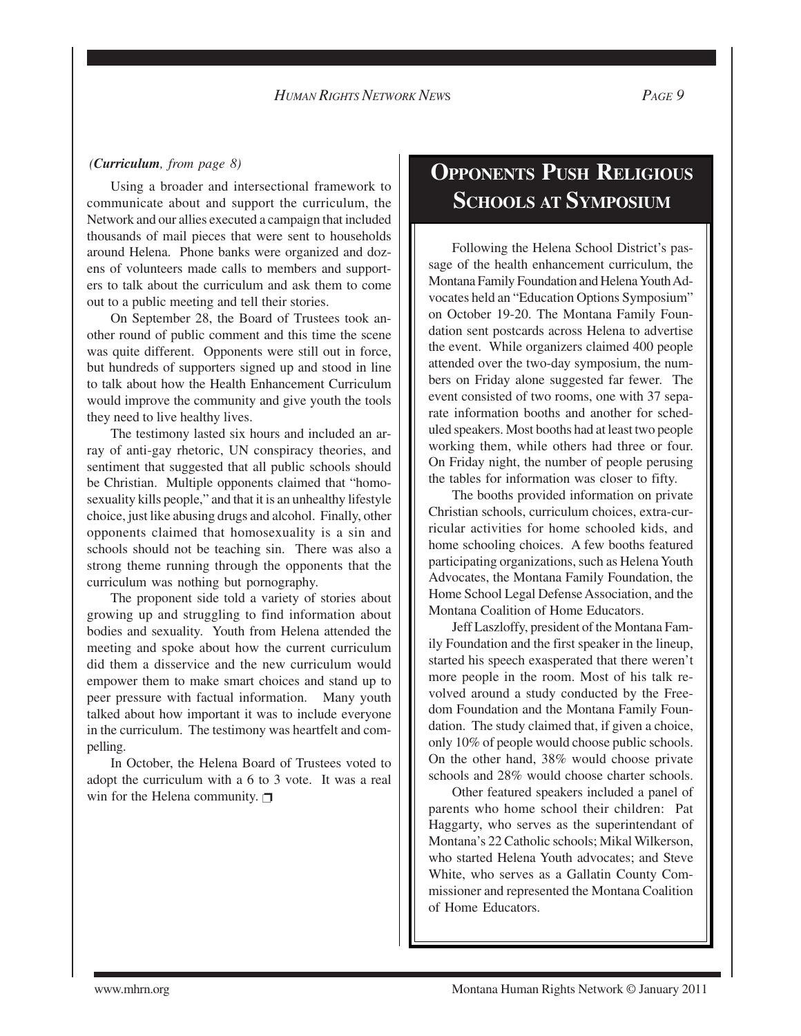*(**Curriculum**, from page 8)*

Using a broader and intersectional framework to communicate about and support the curriculum, the Network and our allies executed a campaign that included thousands of mail pieces that were sent to households around Helena. Phone banks were organized and dozens of volunteers made calls to members and supporters to talk about the curriculum and ask them to come out to a public meeting and tell their stories.

On September 28, the Board of Trustees took another round of public comment and this time the scene was quite different. Opponents were still out in force, but hundreds of supporters signed up and stood in line to talk about how the Health Enhancement Curriculum would improve the community and give youth the tools they need to live healthy lives.

The testimony lasted six hours and included an array of anti-gay rhetoric, UN conspiracy theories, and sentiment that suggested that all public schools should be Christian. Multiple opponents claimed that "homosexuality kills people," and that it is an unhealthy lifestyle choice, just like abusing drugs and alcohol. Finally, other opponents claimed that homosexuality is a sin and schools should not be teaching sin. There was also a strong theme running through the opponents that the curriculum was nothing but pornography.

The proponent side told a variety of stories about growing up and struggling to find information about bodies and sexuality. Youth from Helena attended the meeting and spoke about how the current curriculum did them a disservice and the new curriculum would empower them to make smart choices and stand up to peer pressure with factual information. Many youth talked about how important it was to include everyone in the curriculum. The testimony was heartfelt and compelling.

In October, the Helena Board of Trustees voted to adopt the curriculum with a 6 to 3 vote. It was a real win for the Helena community. ❒

## Opponents Push Religious Schools at Symposium

Following the Helena School District's passage of the health enhancement curriculum, the Montana Family Foundation and Helena Youth Advocates held an "Education Options Symposium" on October 19-20. The Montana Family Foundation sent postcards across Helena to advertise the event. While organizers claimed 400 people attended over the two-day symposium, the numbers on Friday alone suggested far fewer. The event consisted of two rooms, one with 37 separate information booths and another for scheduled speakers. Most booths had at least two people working them, while others had three or four. On Friday night, the number of people perusing the tables for information was closer to fifty.

The booths provided information on private Christian schools, curriculum choices, extra-curricular activities for home schooled kids, and home schooling choices. A few booths featured participating organizations, such as Helena Youth Advocates, the Montana Family Foundation, the Home School Legal Defense Association, and the Montana Coalition of Home Educators.

Jeff Laszloffy, president of the Montana Family Foundation and the first speaker in the lineup, started his speech exasperated that there weren't more people in the room. Most of his talk revolved around a study conducted by the Freedom Foundation and the Montana Family Foundation. The study claimed that, if given a choice, only 10% of people would choose public schools. On the other hand, 38% would choose private schools and 28% would choose charter schools.

Other featured speakers included a panel of parents who home school their children: Pat Haggarty, who serves as the superintendant of Montana's 22 Catholic schools; Mikal Wilkerson, who started Helena Youth advocates; and Steve White, who serves as a Gallatin County Commissioner and represented the Montana Coalition of Home Educators.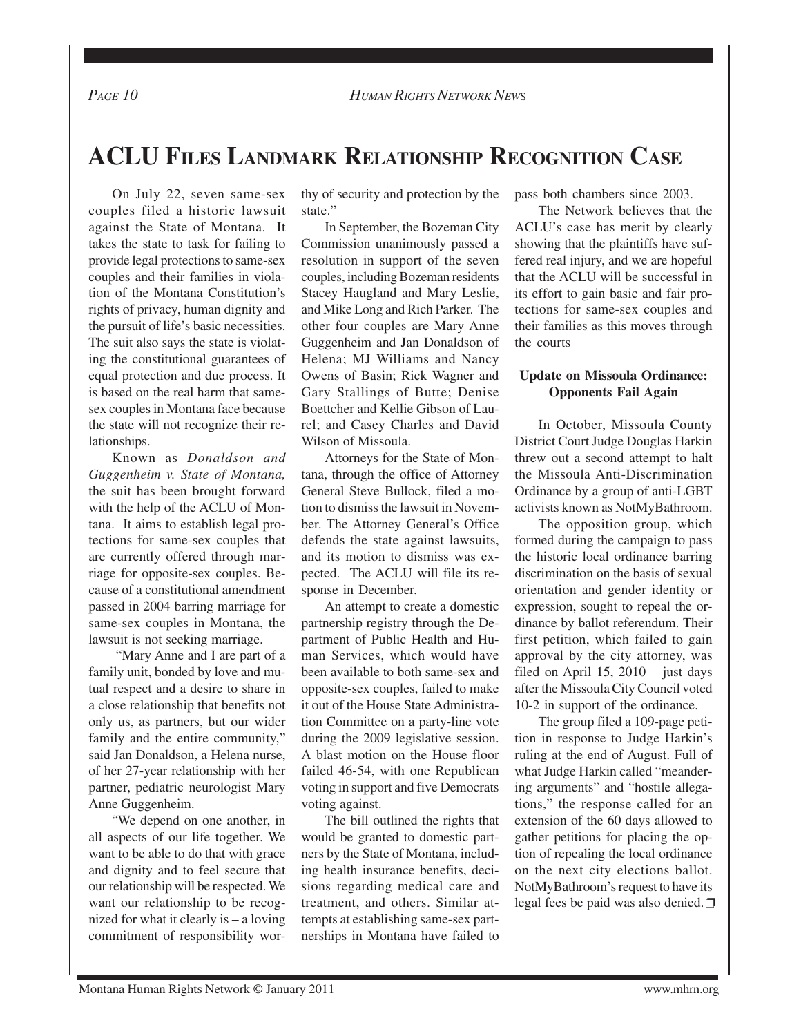# ACLU Files Landmark Relationship Recognition Case

On July 22, seven same-sex couples filed a historic lawsuit against the State of Montana. It takes the state to task for failing to provide legal protections to same-sex couples and their families in violation of the Montana Constitution's rights of privacy, human dignity and the pursuit of life's basic necessities. The suit also says the state is violating the constitutional guarantees of equal protection and due process. It is based on the real harm that same-sex couples in Montana face because the state will not recognize their relationships.

Known as *Donaldson and Guggenheim v. State of Montana,* the suit has been brought forward with the help of the ACLU of Montana. It aims to establish legal protections for same-sex couples that are currently offered through marriage for opposite-sex couples. Because of a constitutional amendment passed in 2004 barring marriage for same-sex couples in Montana, the lawsuit is not seeking marriage.

"Mary Anne and I are part of a family unit, bonded by love and mutual respect and a desire to share in a close relationship that benefits not only us, as partners, but our wider family and the entire community," said Jan Donaldson, a Helena nurse, of her 27-year relationship with her partner, pediatric neurologist Mary Anne Guggenheim.

"We depend on one another, in all aspects of our life together. We want to be able to do that with grace and dignity and to feel secure that our relationship will be respected. We want our relationship to be recognized for what it clearly is – a loving commitment of responsibility worthy of security and protection by the state."

In September, the Bozeman City Commission unanimously passed a resolution in support of the seven couples, including Bozeman residents Stacey Haugland and Mary Leslie, and Mike Long and Rich Parker. The other four couples are Mary Anne Guggenheim and Jan Donaldson of Helena; MJ Williams and Nancy Owens of Basin; Rick Wagner and Gary Stallings of Butte; Denise Boettcher and Kellie Gibson of Laurel; and Casey Charles and David Wilson of Missoula.

Attorneys for the State of Montana, through the office of Attorney General Steve Bullock, filed a motion to dismiss the lawsuit in November. The Attorney General's Office defends the state against lawsuits, and its motion to dismiss was expected. The ACLU will file its response in December.

An attempt to create a domestic partnership registry through the Department of Public Health and Human Services, which would have been available to both same-sex and opposite-sex couples, failed to make it out of the House State Administration Committee on a party-line vote during the 2009 legislative session. A blast motion on the House floor failed 46-54, with one Republican voting in support and five Democrats voting against.

The bill outlined the rights that would be granted to domestic partners by the State of Montana, including health insurance benefits, decisions regarding medical care and treatment, and others. Similar attempts at establishing same-sex partnerships in Montana have failed to pass both chambers since 2003.

The Network believes that the ACLU's case has merit by clearly showing that the plaintiffs have suffered real injury, and we are hopeful that the ACLU will be successful in its effort to gain basic and fair protections for same-sex couples and their families as this moves through the courts

**Update on Missoula Ordinance: Opponents Fail Again**

In October, Missoula County District Court Judge Douglas Harkin threw out a second attempt to halt the Missoula Anti-Discrimination Ordinance by a group of anti-LGBT activists known as NotMyBathroom.

The opposition group, which formed during the campaign to pass the historic local ordinance barring discrimination on the basis of sexual orientation and gender identity or expression, sought to repeal the ordinance by ballot referendum. Their first petition, which failed to gain approval by the city attorney, was filed on April 15, 2010 – just days after the Missoula City Council voted 10-2 in support of the ordinance.

The group filed a 109-page petition in response to Judge Harkin's ruling at the end of August. Full of what Judge Harkin called "meandering arguments" and "hostile allegations," the response called for an extension of the 60 days allowed to gather petitions for placing the option of repealing the local ordinance on the next city elections ballot. NotMyBathroom's request to have its legal fees be paid was also denied. ❒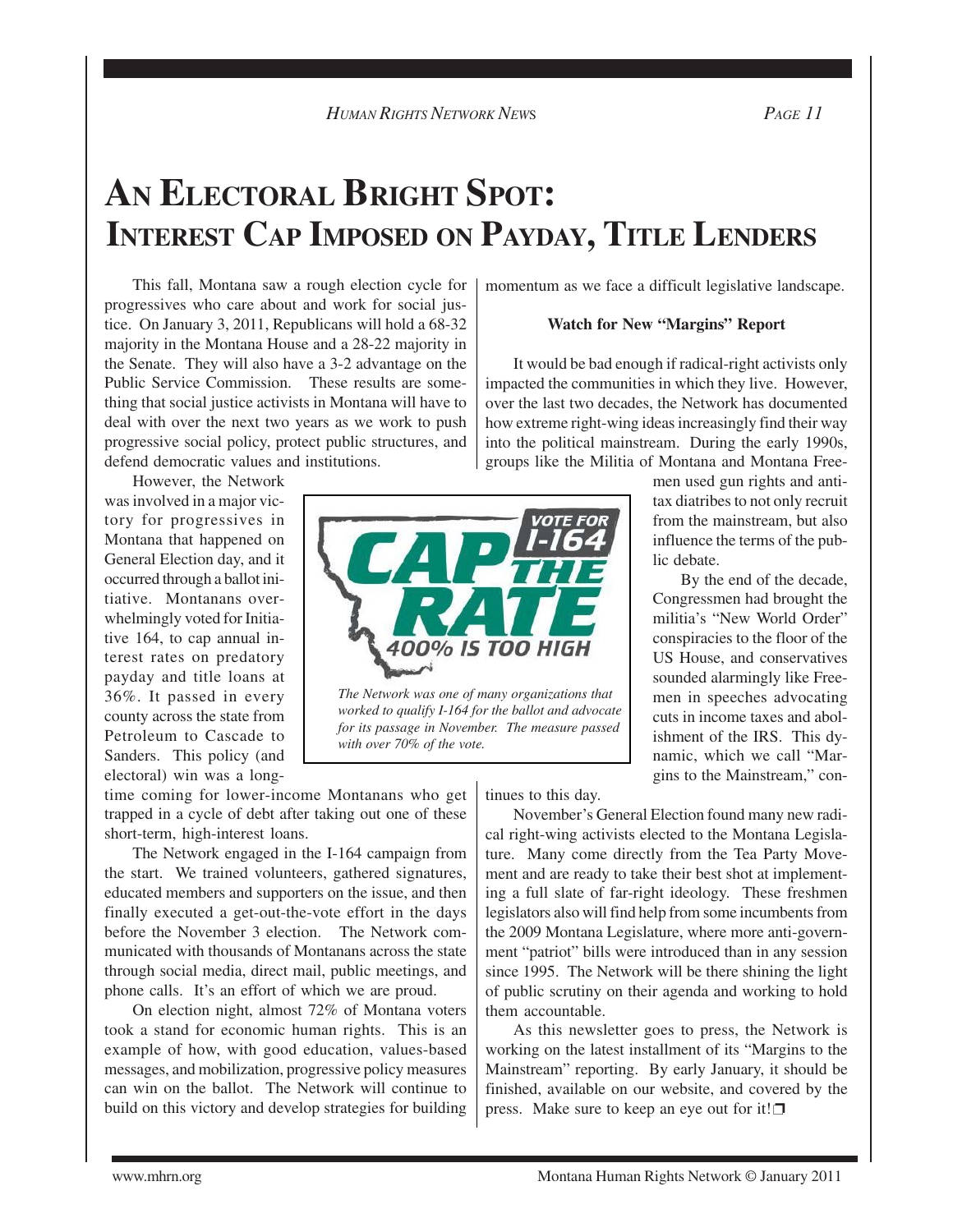# An Electoral Bright Spot: Interest Cap Imposed on Payday, Title Lenders

This fall, Montana saw a rough election cycle for progressives who care about and work for social justice. On January 3, 2011, Republicans will hold a 68-32 majority in the Montana House and a 28-22 majority in the Senate. They will also have a 3-2 advantage on the Public Service Commission. These results are something that social justice activists in Montana will have to deal with over the next two years as we work to push progressive social policy, protect public structures, and defend democratic values and institutions.

However, the Network was involved in a major victory for progressives in Montana that happened on General Election day, and it occurred through a ballot initiative. Montanans overwhelmingly voted for Initiative 164, to cap annual interest rates on predatory payday and title loans at 36%. It passed in every county across the state from Petroleum to Cascade to Sanders. This policy (and electoral) win was a long-time coming for lower-income Montanans who get trapped in a cycle of debt after taking out one of these short-term, high-interest loans.

*The Network was one of many organizations that worked to qualify I-164 for the ballot and advocate for its passage in November. The measure passed with over 70% of the vote.*

The Network engaged in the I-164 campaign from the start. We trained volunteers, gathered signatures, educated members and supporters on the issue, and then finally executed a get-out-the-vote effort in the days before the November 3 election. The Network communicated with thousands of Montanans across the state through social media, direct mail, public meetings, and phone calls. It's an effort of which we are proud.

On election night, almost 72% of Montana voters took a stand for economic human rights. This is an example of how, with good education, values-based messages, and mobilization, progressive policy measures can win on the ballot. The Network will continue to build on this victory and develop strategies for building momentum as we face a difficult legislative landscape.

### Watch for New "Margins" Report

It would be bad enough if radical-right activists only impacted the communities in which they live. However, over the last two decades, the Network has documented how extreme right-wing ideas increasingly find their way into the political mainstream. During the early 1990s, groups like the Militia of Montana and Montana Freemen used gun rights and anti-tax diatribes to not only recruit from the mainstream, but also influence the terms of the public debate.

By the end of the decade, Congressmen had brought the militia's "New World Order" conspiracies to the floor of the US House, and conservatives sounded alarmingly like Freemen in speeches advocating cuts in income taxes and abolishment of the IRS. This dynamic, which we call "Margins to the Mainstream," continues to this day.

November's General Election found many new radical right-wing activists elected to the Montana Legislature. Many come directly from the Tea Party Movement and are ready to take their best shot at implementing a full slate of far-right ideology. These freshmen legislators also will find help from some incumbents from the 2009 Montana Legislature, where more anti-government "patriot" bills were introduced than in any session since 1995. The Network will be there shining the light of public scrutiny on their agenda and working to hold them accountable.

As this newsletter goes to press, the Network is working on the latest installment of its "Margins to the Mainstream" reporting. By early January, it should be finished, available on our website, and covered by the press. Make sure to keep an eye out for it!❒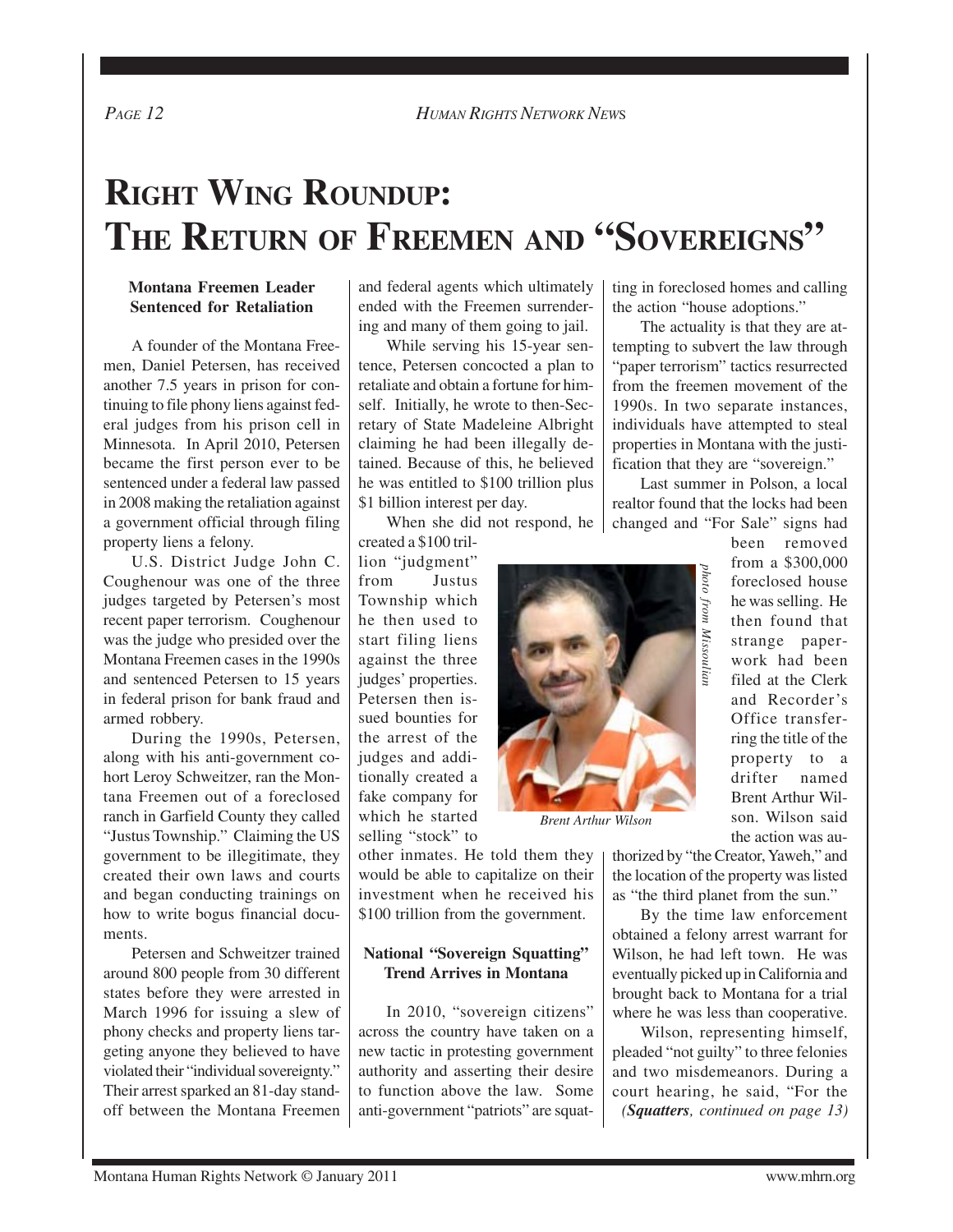# Right Wing Roundup: The Return of Freemen and "Sovereigns"

### Montana Freemen Leader Sentenced for Retaliation

A founder of the Montana Freemen, Daniel Petersen, has received another 7.5 years in prison for continuing to file phony liens against federal judges from his prison cell in Minnesota. In April 2010, Petersen became the first person ever to be sentenced under a federal law passed in 2008 making the retaliation against a government official through filing property liens a felony.

U.S. District Judge John C. Coughenour was one of the three judges targeted by Petersen's most recent paper terrorism. Coughenour was the judge who presided over the Montana Freemen cases in the 1990s and sentenced Petersen to 15 years in federal prison for bank fraud and armed robbery.

During the 1990s, Petersen, along with his anti-government cohort Leroy Schweitzer, ran the Montana Freemen out of a foreclosed ranch in Garfield County they called "Justus Township." Claiming the US government to be illegitimate, they created their own laws and courts and began conducting trainings on how to write bogus financial documents.

Petersen and Schweitzer trained around 800 people from 30 different states before they were arrested in March 1996 for issuing a slew of phony checks and property liens targeting anyone they believed to have violated their "individual sovereignty." Their arrest sparked an 81-day standoff between the Montana Freemen and federal agents which ultimately ended with the Freemen surrendering and many of them going to jail.

While serving his 15-year sentence, Petersen concocted a plan to retaliate and obtain a fortune for himself. Initially, he wrote to then-Secretary of State Madeleine Albright claiming he had been illegally detained. Because of this, he believed he was entitled to $100 trillion plus $1 billion interest per day.

When she did not respond, he created a $100 trillion "judgment" from Justus Township which he then used to start filing liens against the three judges' properties. Petersen then issued bounties for the arrest of the judges and additionally created a fake company for which he started selling "stock" to other inmates. He told them they would be able to capitalize on their investment when he received his $100 trillion from the government.

### National "Sovereign Squatting" Trend Arrives in Montana

In 2010, "sovereign citizens" across the country have taken on a new tactic in protesting government authority and asserting their desire to function above the law. Some anti-government "patriots" are squatting in foreclosed homes and calling the action "house adoptions."

The actuality is that they are attempting to subvert the law through "paper terrorism" tactics resurrected from the freemen movement of the 1990s. In two separate instances, individuals have attempted to steal properties in Montana with the justification that they are "sovereign."

Last summer in Polson, a local realtor found that the locks had been changed and "For Sale" signs had been removed from a $300,000 foreclosed house he was selling. He then found that strange paperwork had been filed at the Clerk and Recorder's Office transferring the title of the property to a drifter named Brent Arthur Wilson. Wilson said the action was authorized by "the Creator, Yaweh," and the location of the property was listed as "the third planet from the sun."

*photo from Missoulian*

*Brent Arthur Wilson*

By the time law enforcement obtained a felony arrest warrant for Wilson, he had left town. He was eventually picked up in California and brought back to Montana for a trial where he was less than cooperative.

Wilson, representing himself, pleaded "not guilty" to three felonies and two misdemeanors. During a court hearing, he said, "For the

*(**Squatters**, continued on page 13)*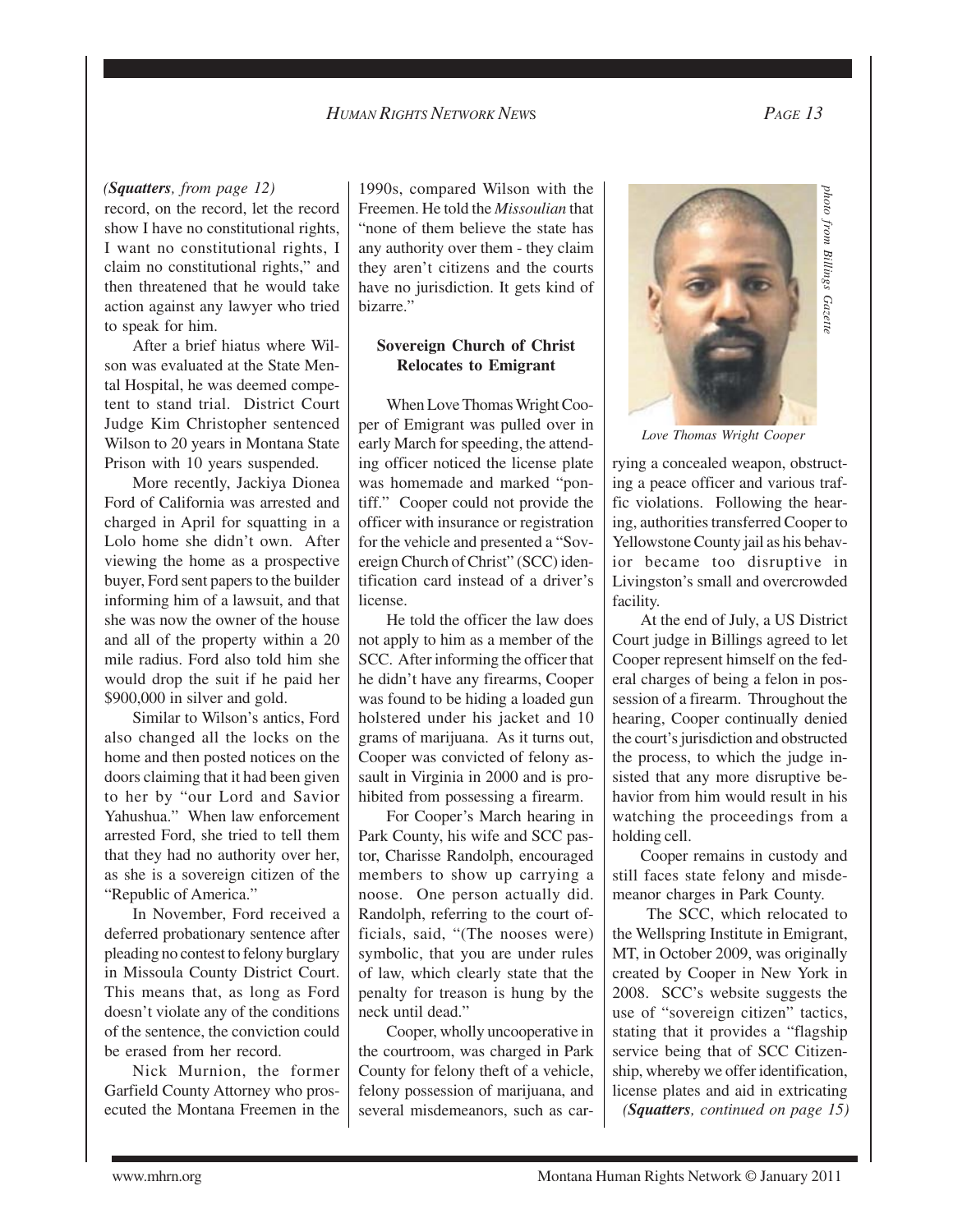*(**Squatters**, from page 12)*

record, on the record, let the record show I have no constitutional rights, I want no constitutional rights, I claim no constitutional rights," and then threatened that he would take action against any lawyer who tried to speak for him.

After a brief hiatus where Wilson was evaluated at the State Mental Hospital, he was deemed competent to stand trial. District Court Judge Kim Christopher sentenced Wilson to 20 years in Montana State Prison with 10 years suspended.

More recently, Jackiya Dionea Ford of California was arrested and charged in April for squatting in a Lolo home she didn't own. After viewing the home as a prospective buyer, Ford sent papers to the builder informing him of a lawsuit, and that she was now the owner of the house and all of the property within a 20 mile radius. Ford also told him she would drop the suit if he paid her $900,000 in silver and gold.

Similar to Wilson's antics, Ford also changed all the locks on the home and then posted notices on the doors claiming that it had been given to her by "our Lord and Savior Yahushua." When law enforcement arrested Ford, she tried to tell them that they had no authority over her, as she is a sovereign citizen of the "Republic of America."

In November, Ford received a deferred probationary sentence after pleading no contest to felony burglary in Missoula County District Court. This means that, as long as Ford doesn't violate any of the conditions of the sentence, the conviction could be erased from her record.

Nick Murnion, the former Garfield County Attorney who prosecuted the Montana Freemen in the 1990s, compared Wilson with the Freemen. He told the *Missoulian* that "none of them believe the state has any authority over them - they claim they aren't citizens and the courts have no jurisdiction. It gets kind of bizarre."

### Sovereign Church of Christ Relocates to Emigrant

When Love Thomas Wright Cooper of Emigrant was pulled over in early March for speeding, the attending officer noticed the license plate was homemade and marked "pontiff." Cooper could not provide the officer with insurance or registration for the vehicle and presented a "Sovereign Church of Christ" (SCC) identification card instead of a driver's license.

He told the officer the law does not apply to him as a member of the SCC. After informing the officer that he didn't have any firearms, Cooper was found to be hiding a loaded gun holstered under his jacket and 10 grams of marijuana. As it turns out, Cooper was convicted of felony assault in Virginia in 2000 and is prohibited from possessing a firearm.

For Cooper's March hearing in Park County, his wife and SCC pastor, Charisse Randolph, encouraged members to show up carrying a noose. One person actually did. Randolph, referring to the court officials, said, "(The nooses were) symbolic, that you are under rules of law, which clearly state that the penalty for treason is hung by the neck until dead."

Cooper, wholly uncooperative in the courtroom, was charged in Park County for felony theft of a vehicle, felony possession of marijuana, and several misdemeanors, such as carrying a concealed weapon, obstructing a peace officer and various traffic violations. Following the hearing, authorities transferred Cooper to Yellowstone County jail as his behavior became too disruptive in Livingston's small and overcrowded facility.

*photo from Billings Gazette*

*Love Thomas Wright Cooper*

At the end of July, a US District Court judge in Billings agreed to let Cooper represent himself on the federal charges of being a felon in possession of a firearm. Throughout the hearing, Cooper continually denied the court's jurisdiction and obstructed the process, to which the judge insisted that any more disruptive behavior from him would result in his watching the proceedings from a holding cell.

Cooper remains in custody and still faces state felony and misdemeanor charges in Park County.

The SCC, which relocated to the Wellspring Institute in Emigrant, MT, in October 2009, was originally created by Cooper in New York in 2008. SCC's website suggests the use of "sovereign citizen" tactics, stating that it provides a "flagship service being that of SCC Citizenship, whereby we offer identification, license plates and aid in extricating

*(**Squatters**, continued on page 15)*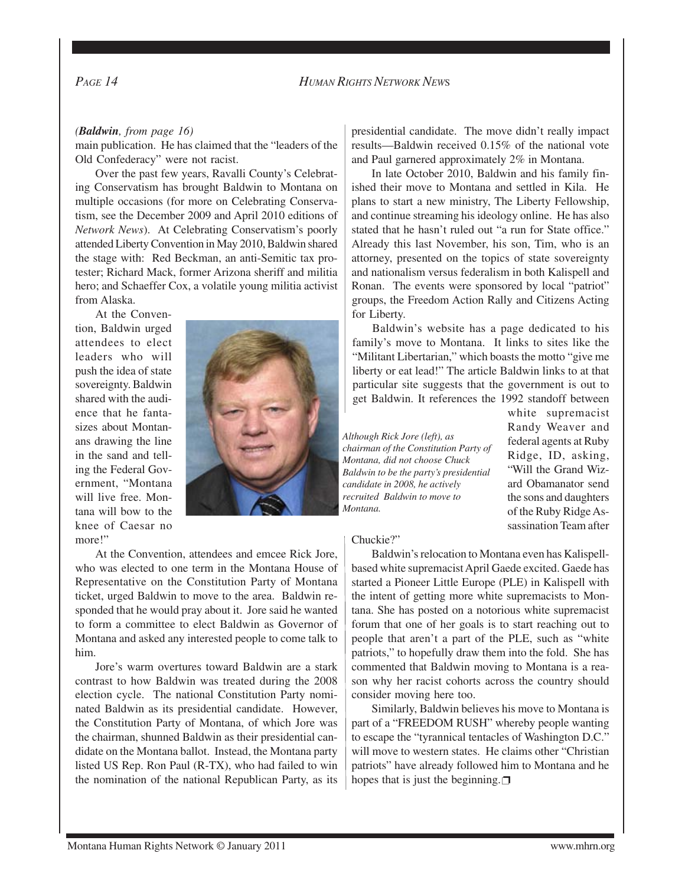*(**Baldwin**, from page 16)*

main publication. He has claimed that the "leaders of the Old Confederacy" were not racist.

Over the past few years, Ravalli County's Celebrating Conservatism has brought Baldwin to Montana on multiple occasions (for more on Celebrating Conservatism, see the December 2009 and April 2010 editions of *Network News*). At Celebrating Conservatism's poorly attended Liberty Convention in May 2010, Baldwin shared the stage with: Red Beckman, an anti-Semitic tax protester; Richard Mack, former Arizona sheriff and militia hero; and Schaeffer Cox, a volatile young militia activist from Alaska.

At the Convention, Baldwin urged attendees to elect leaders who will push the idea of state sovereignty. Baldwin shared with the audience that he fantasizes about Montanans drawing the line in the sand and telling the Federal Government, "Montana will live free. Montana will bow to the knee of Caesar no more!"

*Although Rick Jore (left), as chairman of the Constitution Party of Montana, did not choose Chuck Baldwin to be the party's presidential candidate in 2008, he actively recruited Baldwin to move to Montana.*

At the Convention, attendees and emcee Rick Jore, who was elected to one term in the Montana House of Representative on the Constitution Party of Montana ticket, urged Baldwin to move to the area. Baldwin responded that he would pray about it. Jore said he wanted to form a committee to elect Baldwin as Governor of Montana and asked any interested people to come talk to him.

Jore's warm overtures toward Baldwin are a stark contrast to how Baldwin was treated during the 2008 election cycle. The national Constitution Party nominated Baldwin as its presidential candidate. However, the Constitution Party of Montana, of which Jore was the chairman, shunned Baldwin as their presidential candidate on the Montana ballot. Instead, the Montana party listed US Rep. Ron Paul (R-TX), who had failed to win the nomination of the national Republican Party, as its presidential candidate. The move didn't really impact results—Baldwin received 0.15% of the national vote and Paul garnered approximately 2% in Montana.

In late October 2010, Baldwin and his family finished their move to Montana and settled in Kila. He plans to start a new ministry, The Liberty Fellowship, and continue streaming his ideology online. He has also stated that he hasn't ruled out "a run for State office." Already this last November, his son, Tim, who is an attorney, presented on the topics of state sovereignty and nationalism versus federalism in both Kalispell and Ronan. The events were sponsored by local "patriot" groups, the Freedom Action Rally and Citizens Acting for Liberty.

Baldwin's website has a page dedicated to his family's move to Montana. It links to sites like the "Militant Libertarian," which boasts the motto "give me liberty or eat lead!" The article Baldwin links to at that particular site suggests that the government is out to get Baldwin. It references the 1992 standoff between white supremacist Randy Weaver and federal agents at Ruby Ridge, ID, asking, "Will the Grand Wizard Obamanator send the sons and daughters of the Ruby Ridge Assassination Team after Chuckie?"

Baldwin's relocation to Montana even has Kalispell-based white supremacist April Gaede excited. Gaede has started a Pioneer Little Europe (PLE) in Kalispell with the intent of getting more white supremacists to Montana. She has posted on a notorious white supremacist forum that one of her goals is to start reaching out to people that aren't a part of the PLE, such as "white patriots," to hopefully draw them into the fold. She has commented that Baldwin moving to Montana is a reason why her racist cohorts across the country should consider moving here too.

Similarly, Baldwin believes his move to Montana is part of a "FREEDOM RUSH" whereby people wanting to escape the "tyrannical tentacles of Washington D.C." will move to western states. He claims other "Christian patriots" have already followed him to Montana and he hopes that is just the beginning. ❒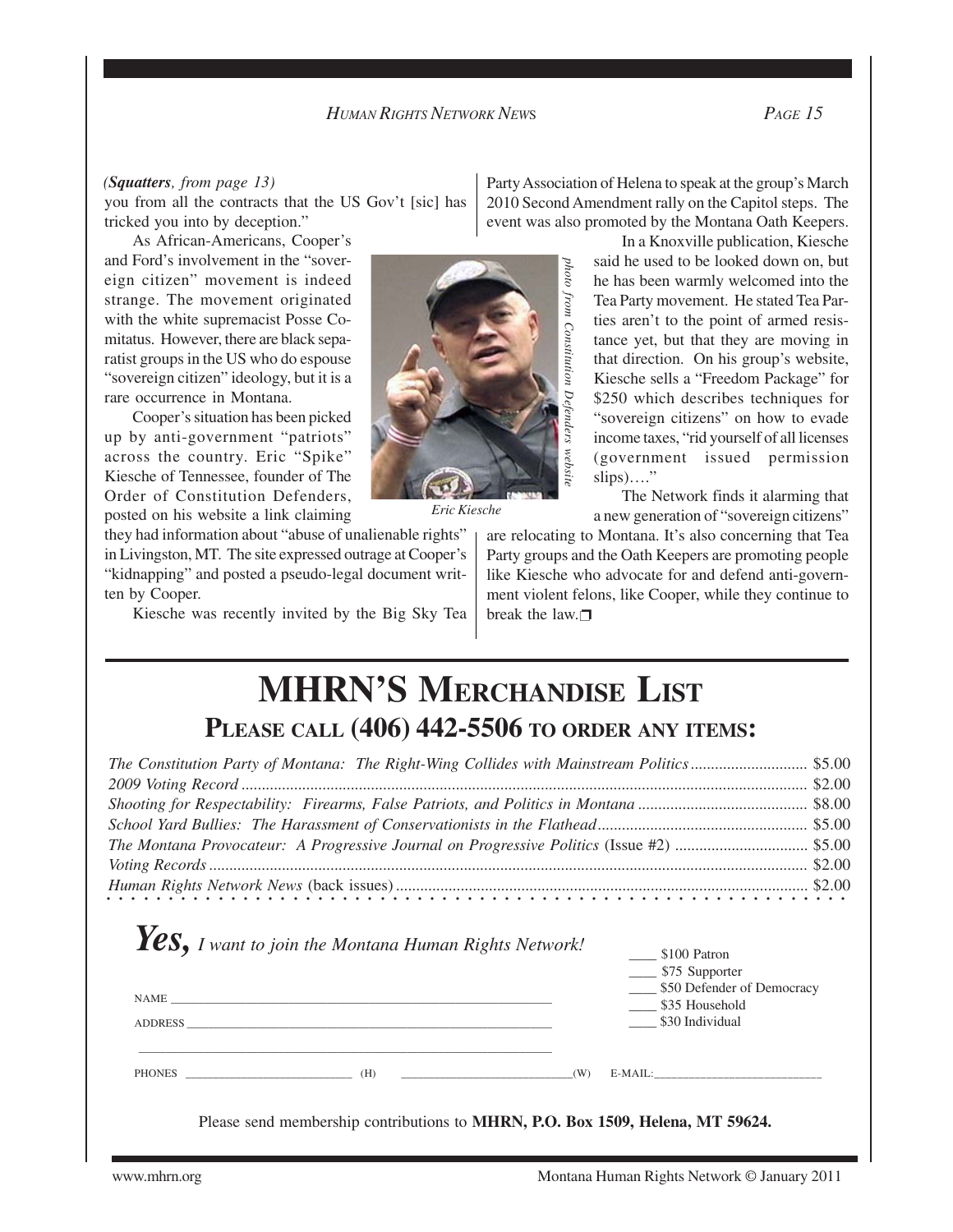*(**Squatters**, from page 13)*

you from all the contracts that the US Gov't [sic] has tricked you into by deception."

As African-Americans, Cooper's and Ford's involvement in the "sovereign citizen" movement is indeed strange. The movement originated with the white supremacist Posse Comitatus. However, there are black separatist groups in the US who do espouse "sovereign citizen" ideology, but it is a rare occurrence in Montana.

Cooper's situation has been picked up by anti-government "patriots" across the country. Eric "Spike" Kiesche of Tennessee, founder of The Order of Constitution Defenders, posted on his website a link claiming they had information about "abuse of unalienable rights" in Livingston, MT. The site expressed outrage at Cooper's "kidnapping" and posted a pseudo-legal document written by Cooper.

Kiesche was recently invited by the Big Sky Tea Party Association of Helena to speak at the group's March 2010 Second Amendment rally on the Capitol steps. The event was also promoted by the Montana Oath Keepers.

*photo from Constitution Defenders website*

*Eric Kiesche*

In a Knoxville publication, Kiesche said he used to be looked down on, but he has been warmly welcomed into the Tea Party movement. He stated Tea Parties aren't to the point of armed resistance yet, but that they are moving in that direction. On his group's website, Kiesche sells a "Freedom Package" for $250 which describes techniques for "sovereign citizens" on how to evade income taxes, "rid yourself of all licenses (government issued permission slips)…."

The Network finds it alarming that a new generation of "sovereign citizens" are relocating to Montana. It's also concerning that Tea Party groups and the Oath Keepers are promoting people like Kiesche who advocate for and defend anti-government violent felons, like Cooper, while they continue to break the law.❐

# MHRN'S MERCHANDISE LIST

## PLEASE CALL (406) 442-5506 TO ORDER ANY ITEMS:

| Item | Price |
|---|---|
| *The Constitution Party of Montana: The Right-Wing Collides with Mainstream Politics* | $5.00 |
| *2009 Voting Record* | $2.00 |
| *Shooting for Respectability: Firearms, False Patriots, and Politics in Montana* | $8.00 |
| *School Yard Bullies: The Harassment of Conservationists in the Flathead* | $5.00 |
| *The Montana Provocateur: A Progressive Journal on Progressive Politics* (Issue #2) | $5.00 |
| *Voting Records* | $2.00 |
| *Human Rights Network News* (back issues) | $2.00 |

***Yes,*** *I want to join the Montana Human Rights Network!*

NAME ______________________________

ADDRESS ______________________________

______________________________

PHONES ____________ (H) ____________ (W) E-MAIL: ____________

____ $100 Patron
____ $75 Supporter
____ $50 Defender of Democracy
____ $35 Household
____ $30 Individual

Please send membership contributions to **MHRN, P.O. Box 1509, Helena, MT 59624.**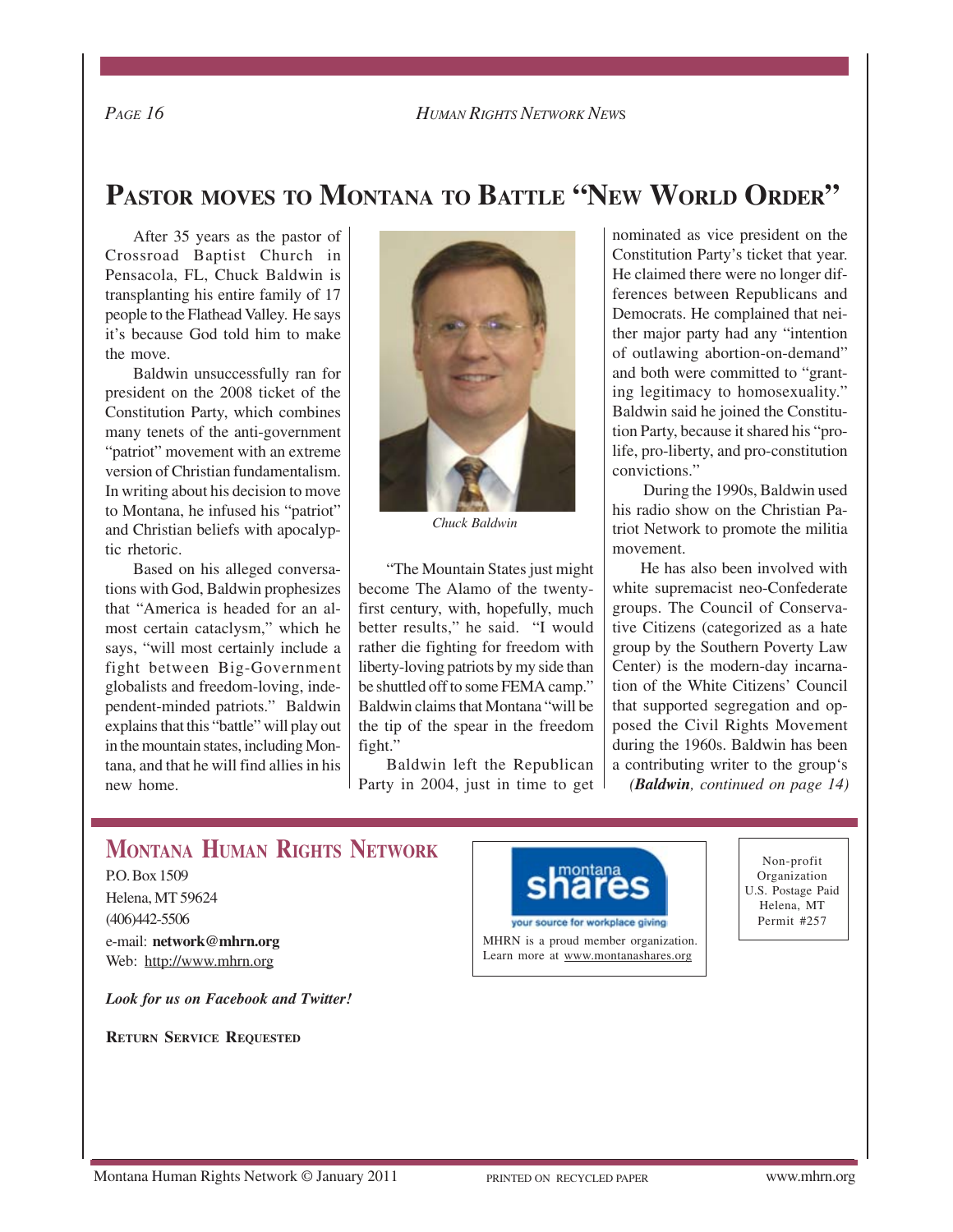# Pastor moves to Montana to Battle "New World Order"

After 35 years as the pastor of Crossroad Baptist Church in Pensacola, FL, Chuck Baldwin is transplanting his entire family of 17 people to the Flathead Valley. He says it's because God told him to make the move.

Baldwin unsuccessfully ran for president on the 2008 ticket of the Constitution Party, which combines many tenets of the anti-government "patriot" movement with an extreme version of Christian fundamentalism. In writing about his decision to move to Montana, he infused his "patriot" and Christian beliefs with apocalyptic rhetoric.

Based on his alleged conversations with God, Baldwin prophesizes that "America is headed for an almost certain cataclysm," which he says, "will most certainly include a fight between Big-Government globalists and freedom-loving, independent-minded patriots." Baldwin explains that this "battle" will play out in the mountain states, including Montana, and that he will find allies in his new home.

*Chuck Baldwin*

"The Mountain States just might become The Alamo of the twenty-first century, with, hopefully, much better results," he said. "I would rather die fighting for freedom with liberty-loving patriots by my side than be shuttled off to some FEMA camp." Baldwin claims that Montana "will be the tip of the spear in the freedom fight."

Baldwin left the Republican Party in 2004, just in time to get nominated as vice president on the Constitution Party's ticket that year. He claimed there were no longer differences between Republicans and Democrats. He complained that neither major party had any "intention of outlawing abortion-on-demand" and both were committed to "granting legitimacy to homosexuality." Baldwin said he joined the Constitution Party, because it shared his "pro-life, pro-liberty, and pro-constitution convictions."

During the 1990s, Baldwin used his radio show on the Christian Patriot Network to promote the militia movement.

He has also been involved with white supremacist neo-Confederate groups. The Council of Conservative Citizens (categorized as a hate group by the Southern Poverty Law Center) is the modern-day incarnation of the White Citizens' Council that supported segregation and opposed the Civil Rights Movement during the 1960s. Baldwin has been a contributing writer to the group's

*(**Baldwin**, continued on page 14)*

## Montana Human Rights Network

P.O. Box 1509
Helena, MT 59624
(406)442-5506
e-mail: **network@mhrn.org**
Web: http://www.mhrn.org

***Look for us on Facebook and Twitter!***

**Return Service Requested**

montana shares
your source for workplace giving

MHRN is a proud member organization. Learn more at www.montanashares.org

Non-profit Organization
U.S. Postage Paid
Helena, MT
Permit #257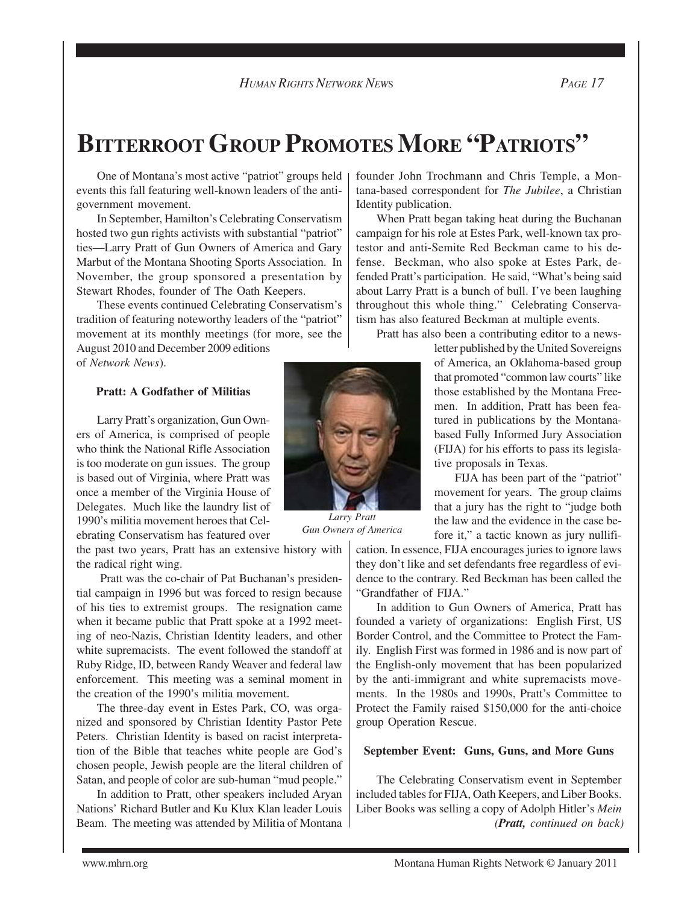# BITTERROOT GROUP PROMOTES MORE "PATRIOTS"

One of Montana's most active "patriot" groups held events this fall featuring well-known leaders of the anti-government movement.

In September, Hamilton's Celebrating Conservatism hosted two gun rights activists with substantial "patriot" ties—Larry Pratt of Gun Owners of America and Gary Marbut of the Montana Shooting Sports Association. In November, the group sponsored a presentation by Stewart Rhodes, founder of The Oath Keepers.

These events continued Celebrating Conservatism's tradition of featuring noteworthy leaders of the "patriot" movement at its monthly meetings (for more, see the August 2010 and December 2009 editions of *Network News*).

**Pratt: A Godfather of Militias**

Larry Pratt's organization, Gun Owners of America, is comprised of people who think the National Rifle Association is too moderate on gun issues. The group is based out of Virginia, where Pratt was once a member of the Virginia House of Delegates. Much like the laundry list of 1990's militia movement heroes that Celebrating Conservatism has featured over the past two years, Pratt has an extensive history with the radical right wing.

*Larry Pratt*
*Gun Owners of America*

Pratt was the co-chair of Pat Buchanan's presidential campaign in 1996 but was forced to resign because of his ties to extremist groups. The resignation came when it became public that Pratt spoke at a 1992 meeting of neo-Nazis, Christian Identity leaders, and other white supremacists. The event followed the standoff at Ruby Ridge, ID, between Randy Weaver and federal law enforcement. This meeting was a seminal moment in the creation of the 1990's militia movement.

The three-day event in Estes Park, CO, was organized and sponsored by Christian Identity Pastor Pete Peters. Christian Identity is based on racist interpretation of the Bible that teaches white people are God's chosen people, Jewish people are the literal children of Satan, and people of color are sub-human "mud people."

In addition to Pratt, other speakers included Aryan Nations' Richard Butler and Ku Klux Klan leader Louis Beam. The meeting was attended by Militia of Montana founder John Trochmann and Chris Temple, a Montana-based correspondent for *The Jubilee*, a Christian Identity publication.

When Pratt began taking heat during the Buchanan campaign for his role at Estes Park, well-known tax protestor and anti-Semite Red Beckman came to his defense. Beckman, who also spoke at Estes Park, defended Pratt's participation. He said, "What's being said about Larry Pratt is a bunch of bull. I've been laughing throughout this whole thing." Celebrating Conservatism has also featured Beckman at multiple events.

Pratt has also been a contributing editor to a newsletter published by the United Sovereigns of America, an Oklahoma-based group that promoted "common law courts" like those established by the Montana Freemen. In addition, Pratt has been featured in publications by the Montana-based Fully Informed Jury Association (FIJA) for his efforts to pass its legislative proposals in Texas.

FIJA has been part of the "patriot" movement for years. The group claims that a jury has the right to "judge both the law and the evidence in the case before it," a tactic known as jury nullification. In essence, FIJA encourages juries to ignore laws they don't like and set defendants free regardless of evidence to the contrary. Red Beckman has been called the "Grandfather of FIJA."

In addition to Gun Owners of America, Pratt has founded a variety of organizations: English First, US Border Control, and the Committee to Protect the Family. English First was formed in 1986 and is now part of the English-only movement that has been popularized by the anti-immigrant and white supremacists movements. In the 1980s and 1990s, Pratt's Committee to Protect the Family raised $150,000 for the anti-choice group Operation Rescue.

**September Event: Guns, Guns, and More Guns**

The Celebrating Conservatism event in September included tables for FIJA, Oath Keepers, and Liber Books. Liber Books was selling a copy of Adolph Hitler's *Mein*

*(**Pratt,** continued on back)*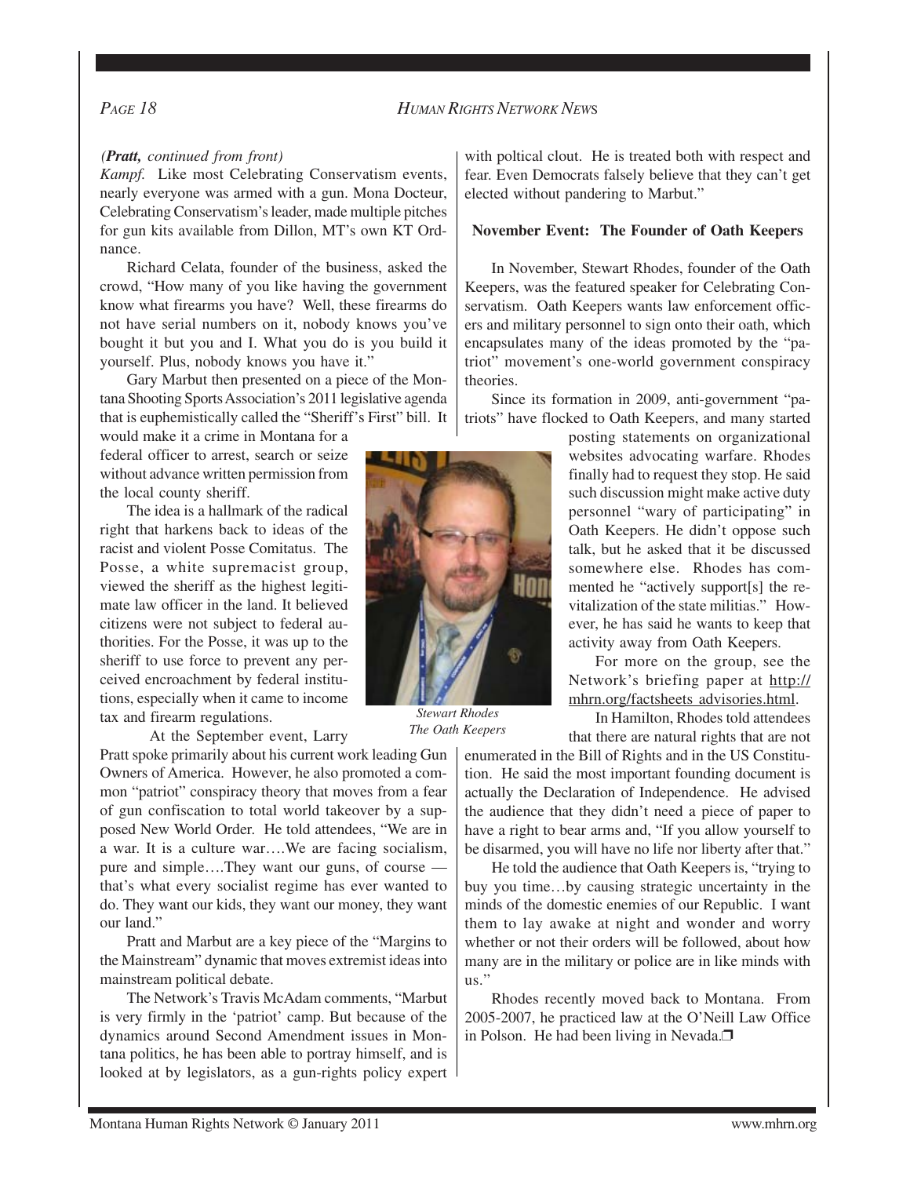*(**Pratt,** continued from front)*

*Kampf.* Like most Celebrating Conservatism events, nearly everyone was armed with a gun. Mona Docteur, Celebrating Conservatism's leader, made multiple pitches for gun kits available from Dillon, MT's own KT Ordnance.

Richard Celata, founder of the business, asked the crowd, "How many of you like having the government know what firearms you have? Well, these firearms do not have serial numbers on it, nobody knows you've bought it but you and I. What you do is you build it yourself. Plus, nobody knows you have it."

Gary Marbut then presented on a piece of the Montana Shooting Sports Association's 2011 legislative agenda that is euphemistically called the "Sheriff's First" bill. It would make it a crime in Montana for a federal officer to arrest, search or seize without advance written permission from the local county sheriff.

The idea is a hallmark of the radical right that harkens back to ideas of the racist and violent Posse Comitatus. The Posse, a white supremacist group, viewed the sheriff as the highest legitimate law officer in the land. It believed citizens were not subject to federal authorities. For the Posse, it was up to the sheriff to use force to prevent any perceived encroachment by federal institutions, especially when it came to income tax and firearm regulations.

At the September event, Larry Pratt spoke primarily about his current work leading Gun Owners of America. However, he also promoted a common "patriot" conspiracy theory that moves from a fear of gun confiscation to total world takeover by a supposed New World Order. He told attendees, "We are in a war. It is a culture war….We are facing socialism, pure and simple….They want our guns, of course — that's what every socialist regime has ever wanted to do. They want our kids, they want our money, they want our land."

Pratt and Marbut are a key piece of the "Margins to the Mainstream" dynamic that moves extremist ideas into mainstream political debate.

The Network's Travis McAdam comments, "Marbut is very firmly in the 'patriot' camp. But because of the dynamics around Second Amendment issues in Montana politics, he has been able to portray himself, and is looked at by legislators, as a gun-rights policy expert with poltical clout. He is treated both with respect and fear. Even Democrats falsely believe that they can't get elected without pandering to Marbut."

**November Event: The Founder of Oath Keepers**

In November, Stewart Rhodes, founder of the Oath Keepers, was the featured speaker for Celebrating Conservatism. Oath Keepers wants law enforcement officers and military personnel to sign onto their oath, which encapsulates many of the ideas promoted by the "patriot" movement's one-world government conspiracy theories.

Since its formation in 2009, anti-government "patriots" have flocked to Oath Keepers, and many started posting statements on organizational websites advocating warfare. Rhodes finally had to request they stop. He said such discussion might make active duty personnel "wary of participating" in Oath Keepers. He didn't oppose such talk, but he asked that it be discussed somewhere else. Rhodes has commented he "actively support[s] the revitalization of the state militias." However, he has said he wants to keep that activity away from Oath Keepers.

Stewart Rhodes
The Oath Keepers

For more on the group, see the Network's briefing paper at http://mhrn.org/factsheets_advisories.html.

In Hamilton, Rhodes told attendees that there are natural rights that are not enumerated in the Bill of Rights and in the US Constitution. He said the most important founding document is actually the Declaration of Independence. He advised the audience that they didn't need a piece of paper to have a right to bear arms and, "If you allow yourself to be disarmed, you will have no life nor liberty after that."

He told the audience that Oath Keepers is, "trying to buy you time…by causing strategic uncertainty in the minds of the domestic enemies of our Republic. I want them to lay awake at night and wonder and worry whether or not their orders will be followed, about how many are in the military or police are in like minds with us."

Rhodes recently moved back to Montana. From 2005-2007, he practiced law at the O'Neill Law Office in Polson. He had been living in Nevada.❒